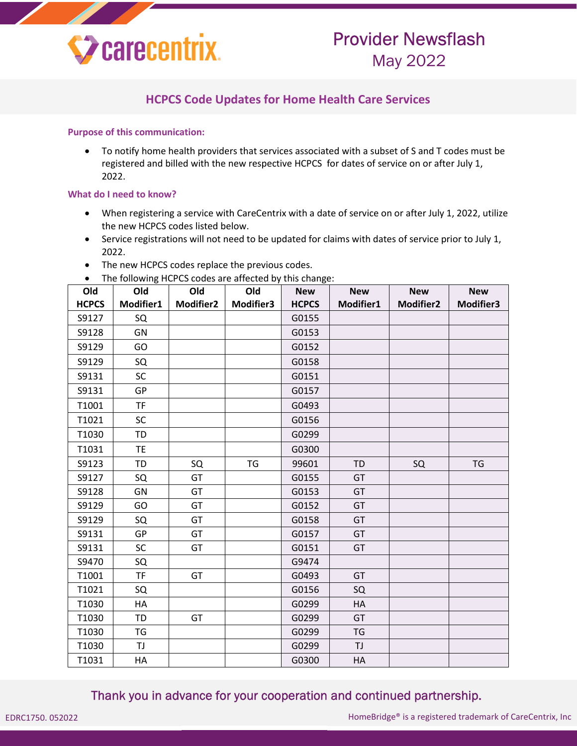# Provider Newsflash
May 2022

## HCPCS Code Updates for Home Health Care Services

### Purpose of this communication:

- To notify home health providers that services associated with a subset of S and T codes must be registered and billed with the new respective HCPCS for dates of service on or after July 1, 2022.

### What do I need to know?

- When registering a service with CareCentrix with a date of service on or after July 1, 2022, utilize the new HCPCS codes listed below.
- Service registrations will not need to be updated for claims with dates of service prior to July 1, 2022.
- The new HCPCS codes replace the previous codes.
- The following HCPCS codes are affected by this change:

| Old HCPCS | Old Modifier1 | Old Modifier2 | Old Modifier3 | New HCPCS | New Modifier1 | New Modifier2 | New Modifier3 |
|---|---|---|---|---|---|---|---|
| S9127 | SQ | | | G0155 | | | |
| S9128 | GN | | | G0153 | | | |
| S9129 | GO | | | G0152 | | | |
| S9129 | SQ | | | G0158 | | | |
| S9131 | SC | | | G0151 | | | |
| S9131 | GP | | | G0157 | | | |
| T1001 | TF | | | G0493 | | | |
| T1021 | SC | | | G0156 | | | |
| T1030 | TD | | | G0299 | | | |
| T1031 | TE | | | G0300 | | | |
| S9123 | TD | SQ | TG | 99601 | TD | SQ | TG |
| S9127 | SQ | GT | | G0155 | GT | | |
| S9128 | GN | GT | | G0153 | GT | | |
| S9129 | GO | GT | | G0152 | GT | | |
| S9129 | SQ | GT | | G0158 | GT | | |
| S9131 | GP | GT | | G0157 | GT | | |
| S9131 | SC | GT | | G0151 | GT | | |
| S9470 | SQ | | | G9474 | | | |
| T1001 | TF | GT | | G0493 | GT | | |
| T1021 | SQ | | | G0156 | SQ | | |
| T1030 | HA | | | G0299 | HA | | |
| T1030 | TD | GT | | G0299 | GT | | |
| T1030 | TG | | | G0299 | TG | | |
| T1030 | TJ | | | G0299 | TJ | | |
| T1031 | HA | | | G0300 | HA | | |

Thank you in advance for your cooperation and continued partnership.

EDRC1750. 052022

HomeBridge® is a registered trademark of CareCentrix, Inc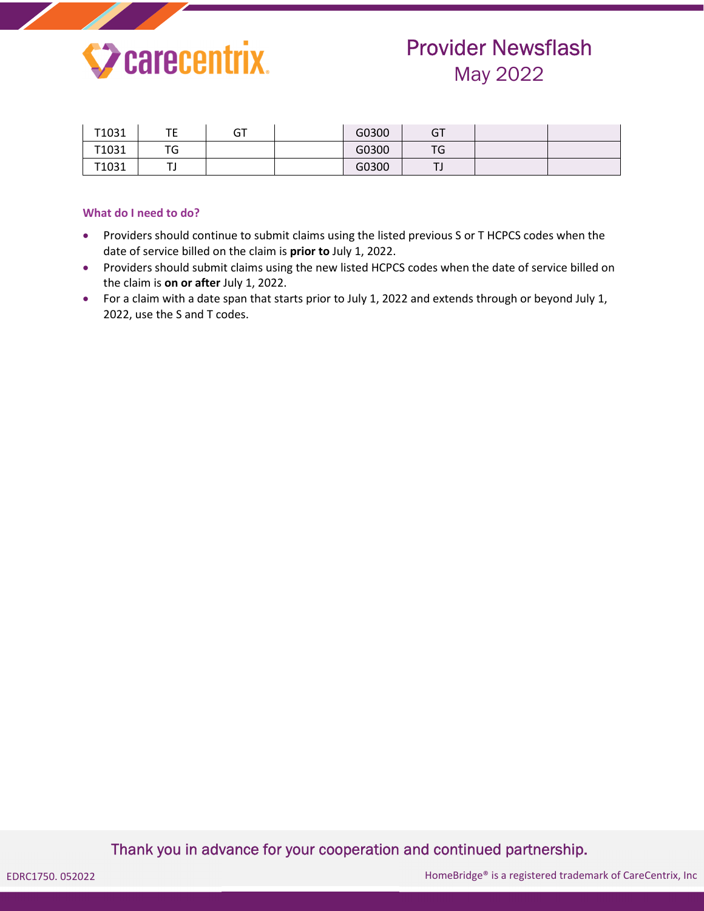| | | | | | | | |
|---|---|---|---|---|---|---|---|
| T1031 | TE | GT | | G0300 | GT | | |
| T1031 | TG | | | G0300 | TG | | |
| T1031 | TJ | | | G0300 | TJ | | |

### What do I need to do?

- Providers should continue to submit claims using the listed previous S or T HCPCS codes when the date of service billed on the claim is **prior to** July 1, 2022.
- Providers should submit claims using the new listed HCPCS codes when the date of service billed on the claim is **on or after** July 1, 2022.
- For a claim with a date span that starts prior to July 1, 2022 and extends through or beyond July 1, 2022, use the S and T codes.

Thank you in advance for your cooperation and continued partnership.

EDRC1750. 052022

HomeBridge® is a registered trademark of CareCentrix, Inc